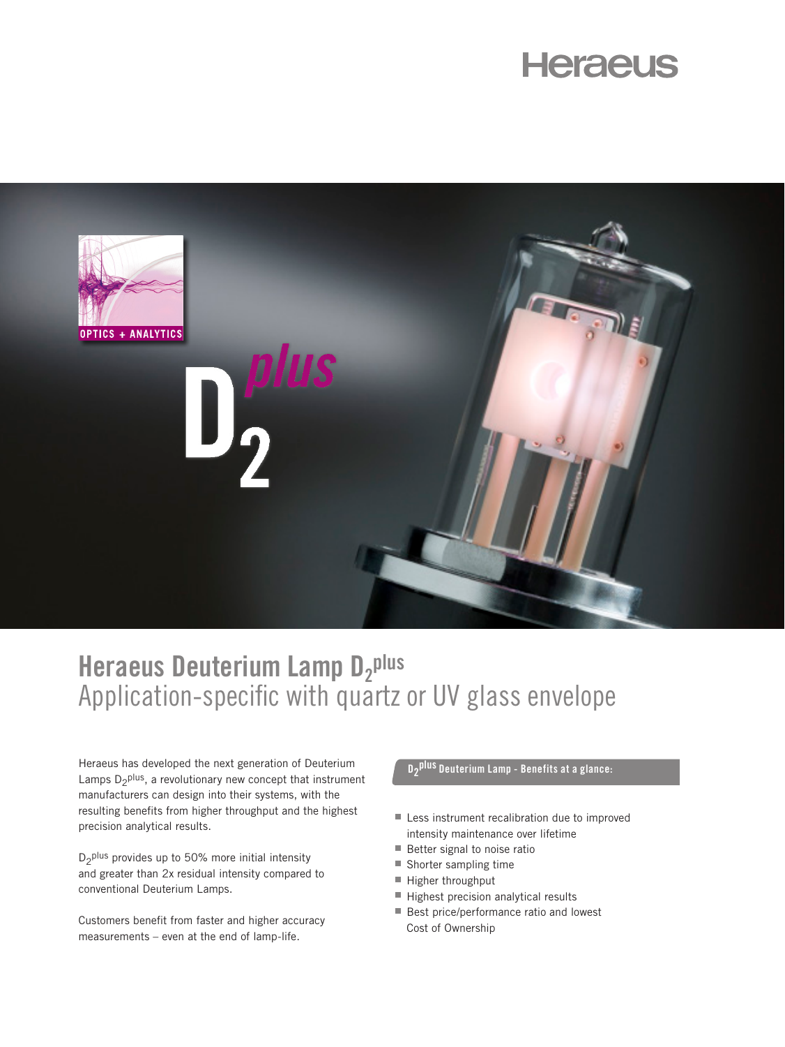# Heraeus Deuterium Lamp $D_2$plus

## Application-specific with quartz or UV glass envelope

Heraeus has developed the next generation of Deuterium Lamps $D_2$plus, a revolutionary new concept that instrument manufacturers can design into their systems, with the resulting benefits from higher throughput and the highest precision analytical results.

$D_2$plus provides up to 50% more initial intensity and greater than 2x residual intensity compared to conventional Deuterium Lamps.

Customers benefit from faster and higher accuracy measurements – even at the end of lamp-life.

**$D_2$plus Deuterium Lamp - Benefits at a glance:**

- Less instrument recalibration due to improved intensity maintenance over lifetime
- Better signal to noise ratio
- Shorter sampling time
- Higher throughput
- Highest precision analytical results
- Best price/performance ratio and lowest Cost of Ownership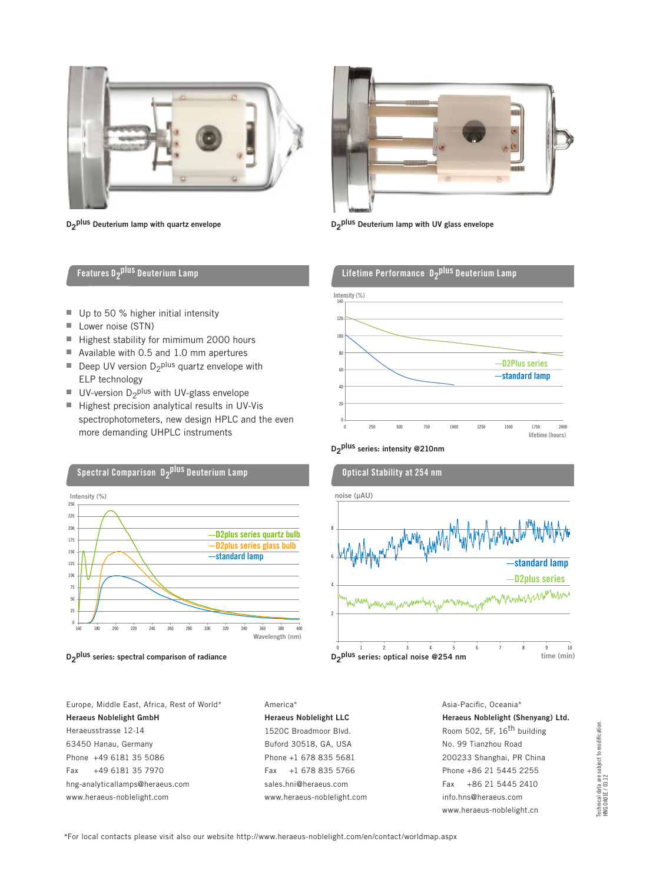$D_2$plus Deuterium lamp with quartz envelope

$D_2$plus Deuterium lamp with UV glass envelope

## Features $D_2$plus Deuterium Lamp

- Up to 50 % higher initial intensity
- Lower noise (STN)
- Highest stability for mimimum 2000 hours
- Available with 0.5 and 1.0 mm apertures
- Deep UV version $D_2$plus quartz envelope with ELP technology
- UV-version $D_2$plus with UV-glass envelope
- Highest precision analytical results in UV-Vis spectrophotometers, new design HPLC and the even more demanding UHPLC instruments

## Lifetime Performance $D_2$plus Deuterium Lamp

Intensity (%)

140
120
100
80
60
40
20
0

0 250 500 750 1000 1250 1500 1750 2000

lifetime (hours)

—D2Plus series
—standard lamp

$D_2$plus series: intensity @210nm

## Spectral Comparison $D_2$plus Deuterium Lamp

Intensity (%)

250
225
200
175
150
125
100
75
50
25
0

160 180 200 220 240 260 280 300 320 340 360 380 400

Wavelength (nm)

—D2plus series quartz bulb
—D2plus series glass bulb
—standard lamp

$D_2$plus series: spectral comparison of radiance

## Optical Stability at 254 nm

noise (µAU)

8
6
4
2

0 1 2 3 4 5 6 7 8 9 10

time (min)

—standard lamp
—D2plus series

$D_2$plus series: optical noise @254 nm

Europe, Middle East, Africa, Rest of World*
**Heraeus Noblelight GmbH**
Heraeusstrasse 12-14
63450 Hanau, Germany
Phone +49 6181 35 5086
Fax +49 6181 35 7970
hng-analyticallamps@heraeus.com
www.heraeus-noblelight.com

America*
**Heraeus Noblelight LLC**
1520C Broadmoor Blvd.
Buford 30518, GA, USA
Phone +1 678 835 5681
Fax +1 678 835 5766
sales.hni@heraeus.com
www.heraeus-noblelight.com

Asia-Pacific, Oceania*
**Heraeus Noblelight (Shenyang) Ltd.**
Room 502, 5F, 16th building
No. 99 Tianzhou Road
200233 Shanghai, PR China
Phone +86 21 5445 2255
Fax +86 21 5445 2410
info.hns@heraeus.com
www.heraeus-noblelight.cn

Technical data are subject to modification.
HNG OA01E / 03.12

*For local contacts please visit also our website http://www.heraeus-noblelight.com/en/contact/worldmap.aspx